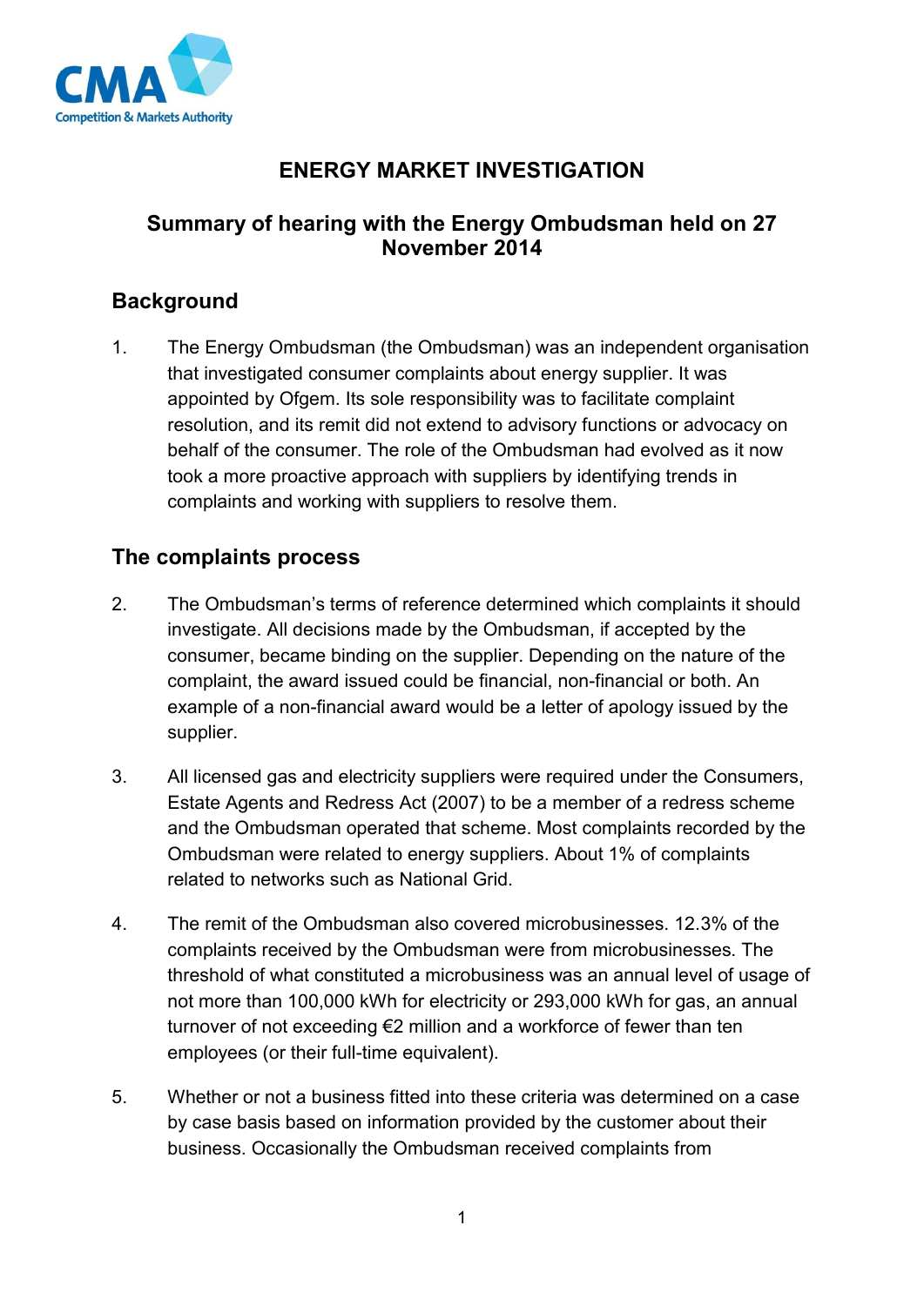# ENERGY MARKET INVESTIGATION

## Summary of hearing with the Energy Ombudsman held on 27 November 2014

## Background

1. The Energy Ombudsman (the Ombudsman) was an independent organisation that investigated consumer complaints about energy supplier. It was appointed by Ofgem. Its sole responsibility was to facilitate complaint resolution, and its remit did not extend to advisory functions or advocacy on behalf of the consumer. The role of the Ombudsman had evolved as it now took a more proactive approach with suppliers by identifying trends in complaints and working with suppliers to resolve them.

## The complaints process

2. The Ombudsman's terms of reference determined which complaints it should investigate. All decisions made by the Ombudsman, if accepted by the consumer, became binding on the supplier. Depending on the nature of the complaint, the award issued could be financial, non-financial or both. An example of a non-financial award would be a letter of apology issued by the supplier.

3. All licensed gas and electricity suppliers were required under the Consumers, Estate Agents and Redress Act (2007) to be a member of a redress scheme and the Ombudsman operated that scheme. Most complaints recorded by the Ombudsman were related to energy suppliers. About 1% of complaints related to networks such as National Grid.

4. The remit of the Ombudsman also covered microbusinesses. 12.3% of the complaints received by the Ombudsman were from microbusinesses. The threshold of what constituted a microbusiness was an annual level of usage of not more than 100,000 kWh for electricity or 293,000 kWh for gas, an annual turnover of not exceeding €2 million and a workforce of fewer than ten employees (or their full-time equivalent).

5. Whether or not a business fitted into these criteria was determined on a case by case basis based on information provided by the customer about their business. Occasionally the Ombudsman received complaints from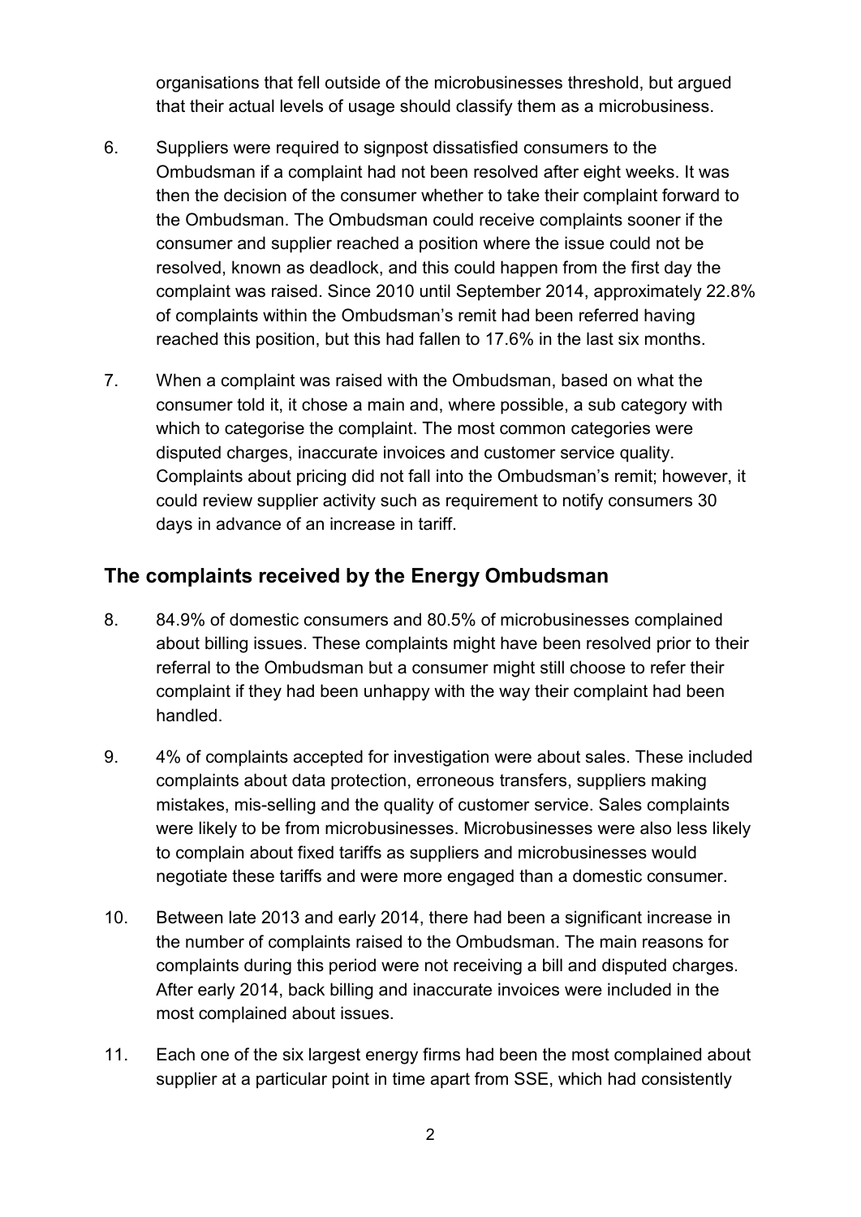organisations that fell outside of the microbusinesses threshold, but argued that their actual levels of usage should classify them as a microbusiness.

6. Suppliers were required to signpost dissatisfied consumers to the Ombudsman if a complaint had not been resolved after eight weeks. It was then the decision of the consumer whether to take their complaint forward to the Ombudsman. The Ombudsman could receive complaints sooner if the consumer and supplier reached a position where the issue could not be resolved, known as deadlock, and this could happen from the first day the complaint was raised. Since 2010 until September 2014, approximately 22.8% of complaints within the Ombudsman's remit had been referred having reached this position, but this had fallen to 17.6% in the last six months.

7. When a complaint was raised with the Ombudsman, based on what the consumer told it, it chose a main and, where possible, a sub category with which to categorise the complaint. The most common categories were disputed charges, inaccurate invoices and customer service quality. Complaints about pricing did not fall into the Ombudsman's remit; however, it could review supplier activity such as requirement to notify consumers 30 days in advance of an increase in tariff.

## The complaints received by the Energy Ombudsman

8. 84.9% of domestic consumers and 80.5% of microbusinesses complained about billing issues. These complaints might have been resolved prior to their referral to the Ombudsman but a consumer might still choose to refer their complaint if they had been unhappy with the way their complaint had been handled.

9. 4% of complaints accepted for investigation were about sales. These included complaints about data protection, erroneous transfers, suppliers making mistakes, mis-selling and the quality of customer service. Sales complaints were likely to be from microbusinesses. Microbusinesses were also less likely to complain about fixed tariffs as suppliers and microbusinesses would negotiate these tariffs and were more engaged than a domestic consumer.

10. Between late 2013 and early 2014, there had been a significant increase in the number of complaints raised to the Ombudsman. The main reasons for complaints during this period were not receiving a bill and disputed charges. After early 2014, back billing and inaccurate invoices were included in the most complained about issues.

11. Each one of the six largest energy firms had been the most complained about supplier at a particular point in time apart from SSE, which had consistently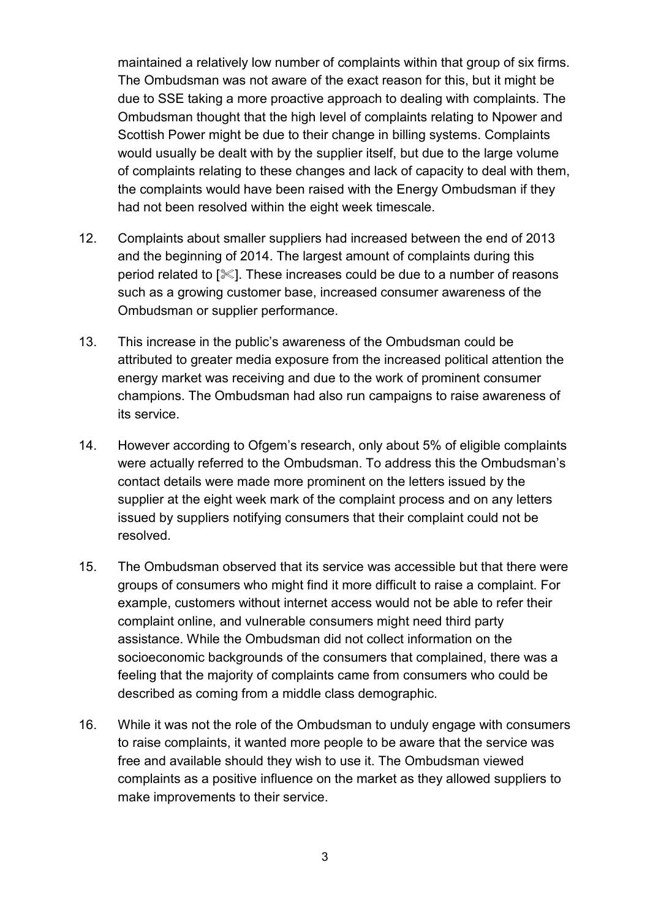maintained a relatively low number of complaints within that group of six firms. The Ombudsman was not aware of the exact reason for this, but it might be due to SSE taking a more proactive approach to dealing with complaints. The Ombudsman thought that the high level of complaints relating to Npower and Scottish Power might be due to their change in billing systems. Complaints would usually be dealt with by the supplier itself, but due to the large volume of complaints relating to these changes and lack of capacity to deal with them, the complaints would have been raised with the Energy Ombudsman if they had not been resolved within the eight week timescale.

12. Complaints about smaller suppliers had increased between the end of 2013 and the beginning of 2014. The largest amount of complaints during this period related to [✂]. These increases could be due to a number of reasons such as a growing customer base, increased consumer awareness of the Ombudsman or supplier performance.

13. This increase in the public's awareness of the Ombudsman could be attributed to greater media exposure from the increased political attention the energy market was receiving and due to the work of prominent consumer champions. The Ombudsman had also run campaigns to raise awareness of its service.

14. However according to Ofgem's research, only about 5% of eligible complaints were actually referred to the Ombudsman. To address this the Ombudsman's contact details were made more prominent on the letters issued by the supplier at the eight week mark of the complaint process and on any letters issued by suppliers notifying consumers that their complaint could not be resolved.

15. The Ombudsman observed that its service was accessible but that there were groups of consumers who might find it more difficult to raise a complaint. For example, customers without internet access would not be able to refer their complaint online, and vulnerable consumers might need third party assistance. While the Ombudsman did not collect information on the socioeconomic backgrounds of the consumers that complained, there was a feeling that the majority of complaints came from consumers who could be described as coming from a middle class demographic.

16. While it was not the role of the Ombudsman to unduly engage with consumers to raise complaints, it wanted more people to be aware that the service was free and available should they wish to use it. The Ombudsman viewed complaints as a positive influence on the market as they allowed suppliers to make improvements to their service.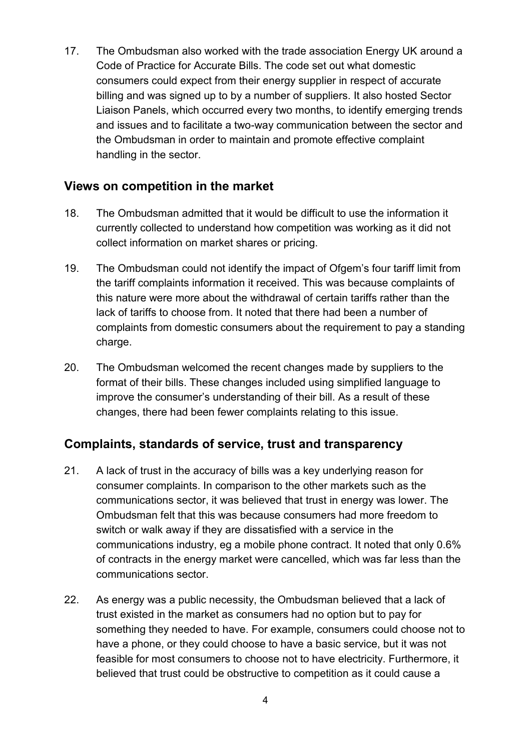17. The Ombudsman also worked with the trade association Energy UK around a Code of Practice for Accurate Bills. The code set out what domestic consumers could expect from their energy supplier in respect of accurate billing and was signed up to by a number of suppliers. It also hosted Sector Liaison Panels, which occurred every two months, to identify emerging trends and issues and to facilitate a two-way communication between the sector and the Ombudsman in order to maintain and promote effective complaint handling in the sector.

## Views on competition in the market

18. The Ombudsman admitted that it would be difficult to use the information it currently collected to understand how competition was working as it did not collect information on market shares or pricing.

19. The Ombudsman could not identify the impact of Ofgem's four tariff limit from the tariff complaints information it received. This was because complaints of this nature were more about the withdrawal of certain tariffs rather than the lack of tariffs to choose from. It noted that there had been a number of complaints from domestic consumers about the requirement to pay a standing charge.

20. The Ombudsman welcomed the recent changes made by suppliers to the format of their bills. These changes included using simplified language to improve the consumer's understanding of their bill. As a result of these changes, there had been fewer complaints relating to this issue.

## Complaints, standards of service, trust and transparency

21. A lack of trust in the accuracy of bills was a key underlying reason for consumer complaints. In comparison to the other markets such as the communications sector, it was believed that trust in energy was lower. The Ombudsman felt that this was because consumers had more freedom to switch or walk away if they are dissatisfied with a service in the communications industry, eg a mobile phone contract. It noted that only 0.6% of contracts in the energy market were cancelled, which was far less than the communications sector.

22. As energy was a public necessity, the Ombudsman believed that a lack of trust existed in the market as consumers had no option but to pay for something they needed to have. For example, consumers could choose not to have a phone, or they could choose to have a basic service, but it was not feasible for most consumers to choose not to have electricity. Furthermore, it believed that trust could be obstructive to competition as it could cause a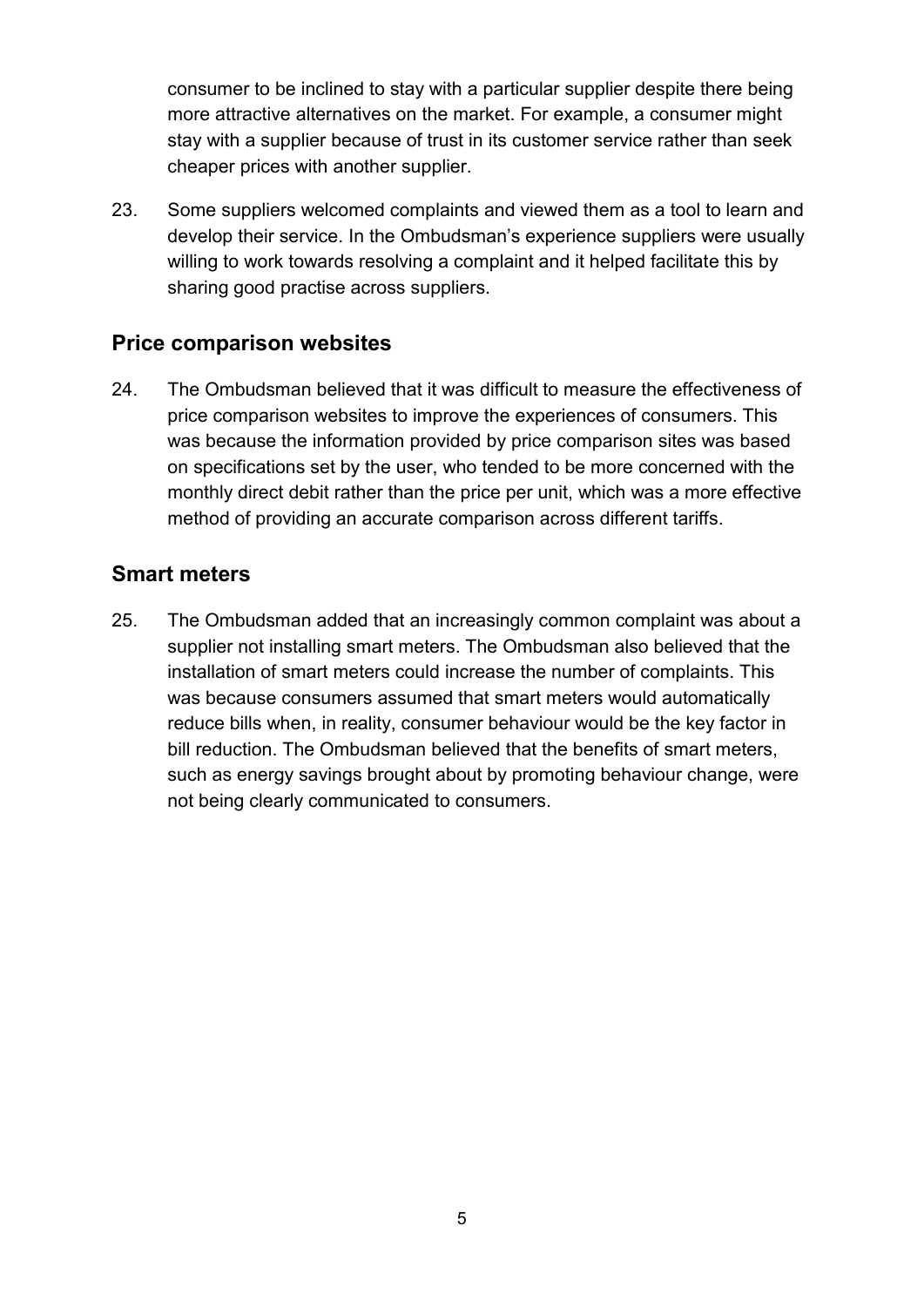consumer to be inclined to stay with a particular supplier despite there being more attractive alternatives on the market. For example, a consumer might stay with a supplier because of trust in its customer service rather than seek cheaper prices with another supplier.

23. Some suppliers welcomed complaints and viewed them as a tool to learn and develop their service. In the Ombudsman's experience suppliers were usually willing to work towards resolving a complaint and it helped facilitate this by sharing good practise across suppliers.

## Price comparison websites

24. The Ombudsman believed that it was difficult to measure the effectiveness of price comparison websites to improve the experiences of consumers. This was because the information provided by price comparison sites was based on specifications set by the user, who tended to be more concerned with the monthly direct debit rather than the price per unit, which was a more effective method of providing an accurate comparison across different tariffs.

## Smart meters

25. The Ombudsman added that an increasingly common complaint was about a supplier not installing smart meters. The Ombudsman also believed that the installation of smart meters could increase the number of complaints. This was because consumers assumed that smart meters would automatically reduce bills when, in reality, consumer behaviour would be the key factor in bill reduction. The Ombudsman believed that the benefits of smart meters, such as energy savings brought about by promoting behaviour change, were not being clearly communicated to consumers.